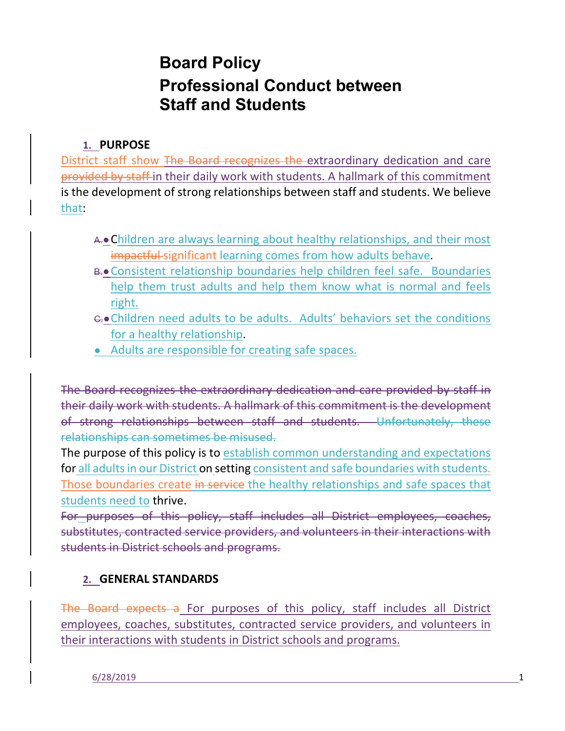# Board Policy
# Professional Conduct between Staff and Students

## 1. PURPOSE

District staff show ~~The Board recognizes the~~ extraordinary dedication and care ~~provided by staff~~ in their daily work with students. A hallmark of this commitment is the development of strong relationships between staff and students. We believe that:

- ~~A.~~ Children are always learning about healthy relationships, and their most ~~impactful~~ significant learning comes from how adults behave.
- ~~B.~~ Consistent relationship boundaries help children feel safe. Boundaries help them trust adults and help them know what is normal and feels right.
- ~~C.~~ Children need adults to be adults. Adults' behaviors set the conditions for a healthy relationship.
- Adults are responsible for creating safe spaces.

~~The Board recognizes the extraordinary dedication and care provided by staff in their daily work with students. A hallmark of this commitment is the development of strong relationships between staff and students. Unfortunately, these relationships can sometimes be misused.~~

The purpose of this policy is to establish common understanding and expectations for all adults in our District on setting consistent and safe boundaries with students. Those boundaries create ~~in service~~ the healthy relationships and safe spaces that students need to thrive.

~~For purposes of this policy, staff includes all District employees, coaches, substitutes, contracted service providers, and volunteers in their interactions with students in District schools and programs.~~

## 2. GENERAL STANDARDS

~~The Board expects a~~ For purposes of this policy, staff includes all District employees, coaches, substitutes, contracted service providers, and volunteers in their interactions with students in District schools and programs.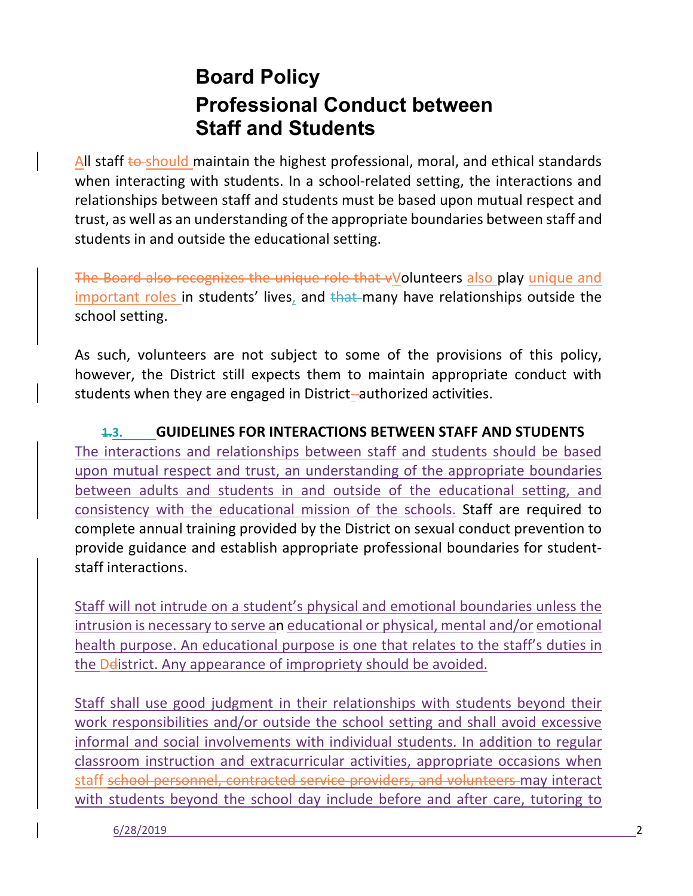# Board Policy
# Professional Conduct between Staff and Students

All staff ~~to~~ should maintain the highest professional, moral, and ethical standards when interacting with students. In a school-related setting, the interactions and relationships between staff and students must be based upon mutual respect and trust, as well as an understanding of the appropriate boundaries between staff and students in and outside the educational setting.

~~The Board also recognizes the unique role that v~~Volunteers also play unique and important roles in students' lives, and ~~that~~ many have relationships outside the school setting.

As such, volunteers are not subject to some of the provisions of this policy, however, the District still expects them to maintain appropriate conduct with students when they are engaged in District-authorized activities.

### ~~1.~~3. GUIDELINES FOR INTERACTIONS BETWEEN STAFF AND STUDENTS

The interactions and relationships between staff and students should be based upon mutual respect and trust, an understanding of the appropriate boundaries between adults and students in and outside of the educational setting, and consistency with the educational mission of the schools. Staff are required to complete annual training provided by the District on sexual conduct prevention to provide guidance and establish appropriate professional boundaries for student-staff interactions.

Staff will not intrude on a student's physical and emotional boundaries unless the intrusion is necessary to serve an educational or physical, mental and/or emotional health purpose. An educational purpose is one that relates to the staff's duties in the ~~d~~District. Any appearance of impropriety should be avoided.

Staff shall use good judgment in their relationships with students beyond their work responsibilities and/or outside the school setting and shall avoid excessive informal and social involvements with individual students. In addition to regular classroom instruction and extracurricular activities, appropriate occasions when staff ~~school personnel, contracted service providers, and volunteers~~ may interact with students beyond the school day include before and after care, tutoring to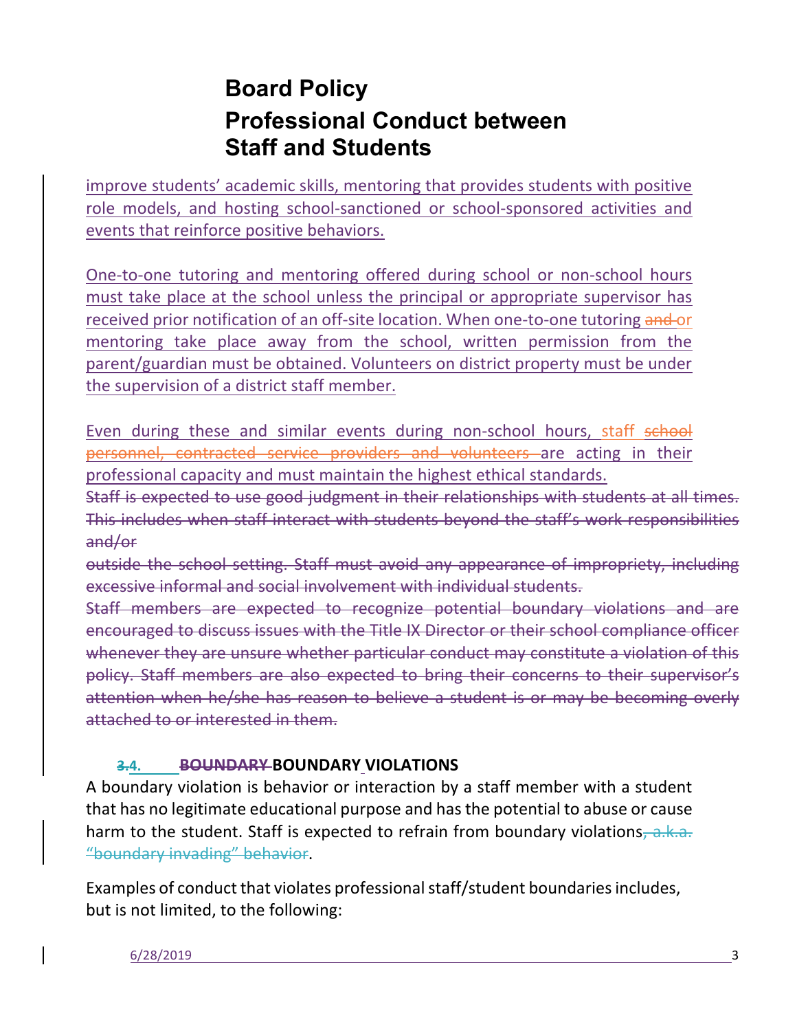# Board Policy
# Professional Conduct between Staff and Students

improve students' academic skills, mentoring that provides students with positive role models, and hosting school-sanctioned or school-sponsored activities and events that reinforce positive behaviors.

One-to-one tutoring and mentoring offered during school or non-school hours must take place at the school unless the principal or appropriate supervisor has received prior notification of an off-site location. When one-to-one tutoring ~~and~~ or mentoring take place away from the school, written permission from the parent/guardian must be obtained. Volunteers on district property must be under the supervision of a district staff member.

Even during these and similar events during non-school hours, staff ~~school personnel, contracted service providers and volunteers~~ are acting in their professional capacity and must maintain the highest ethical standards.

~~Staff is expected to use good judgment in their relationships with students at all times. This includes when staff interact with students beyond the staff's work responsibilities and/or outside the school setting. Staff must avoid any appearance of impropriety, including excessive informal and social involvement with individual students.~~

~~Staff members are expected to recognize potential boundary violations and are encouraged to discuss issues with the Title IX Director or their school compliance officer whenever they are unsure whether particular conduct may constitute a violation of this policy. Staff members are also expected to bring their concerns to their supervisor's attention when he/she has reason to believe a student is or may be becoming overly attached to or interested in them.~~

### ~~3.~~4. ~~BOUNDARY~~ BOUNDARY VIOLATIONS

A boundary violation is behavior or interaction by a staff member with a student that has no legitimate educational purpose and has the potential to abuse or cause harm to the student. Staff is expected to refrain from boundary violations~~, a.k.a. "boundary invading" behavior~~.

Examples of conduct that violates professional staff/student boundaries includes, but is not limited, to the following: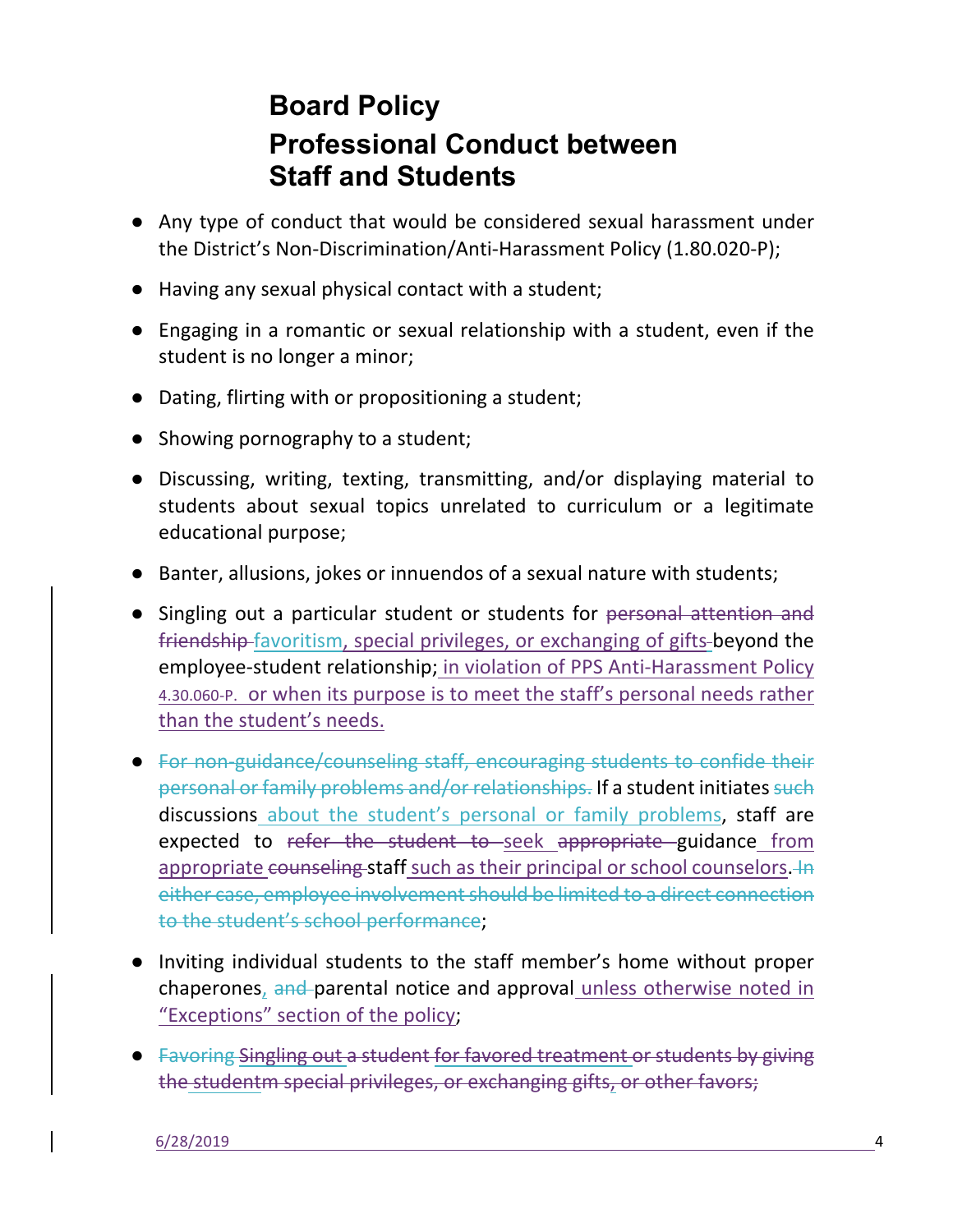# Board Policy
# Professional Conduct between Staff and Students

- Any type of conduct that would be considered sexual harassment under the District's Non-Discrimination/Anti-Harassment Policy (1.80.020-P);
- Having any sexual physical contact with a student;
- Engaging in a romantic or sexual relationship with a student, even if the student is no longer a minor;
- Dating, flirting with or propositioning a student;
- Showing pornography to a student;
- Discussing, writing, texting, transmitting, and/or displaying material to students about sexual topics unrelated to curriculum or a legitimate educational purpose;
- Banter, allusions, jokes or innuendos of a sexual nature with students;
- Singling out a particular student or students for ~~personal attention and friendship~~ favoritism, special privileges, or exchanging of gifts beyond the employee-student relationship; in violation of PPS Anti-Harassment Policy 4.30.060-P. or when its purpose is to meet the staff's personal needs rather than the student's needs.
- ~~For non-guidance/counseling staff, encouraging students to confide their personal or family problems and/or relationships.~~ If a student initiates ~~such~~ discussions about the student's personal or family problems, staff are expected to ~~refer the student to~~ seek ~~appropriate~~ guidance from appropriate ~~counseling~~ staff such as their principal or school counselors. ~~In either case, employee involvement should be limited to a direct connection to the student's school performance~~;
- Inviting individual students to the staff member's home without proper chaperones, ~~and~~ parental notice and approval unless otherwise noted in "Exceptions" section of the policy;
- ~~Favoring Singling out a student for favored treatment or students by giving the studentm special privileges, or exchanging gifts, or other favors;~~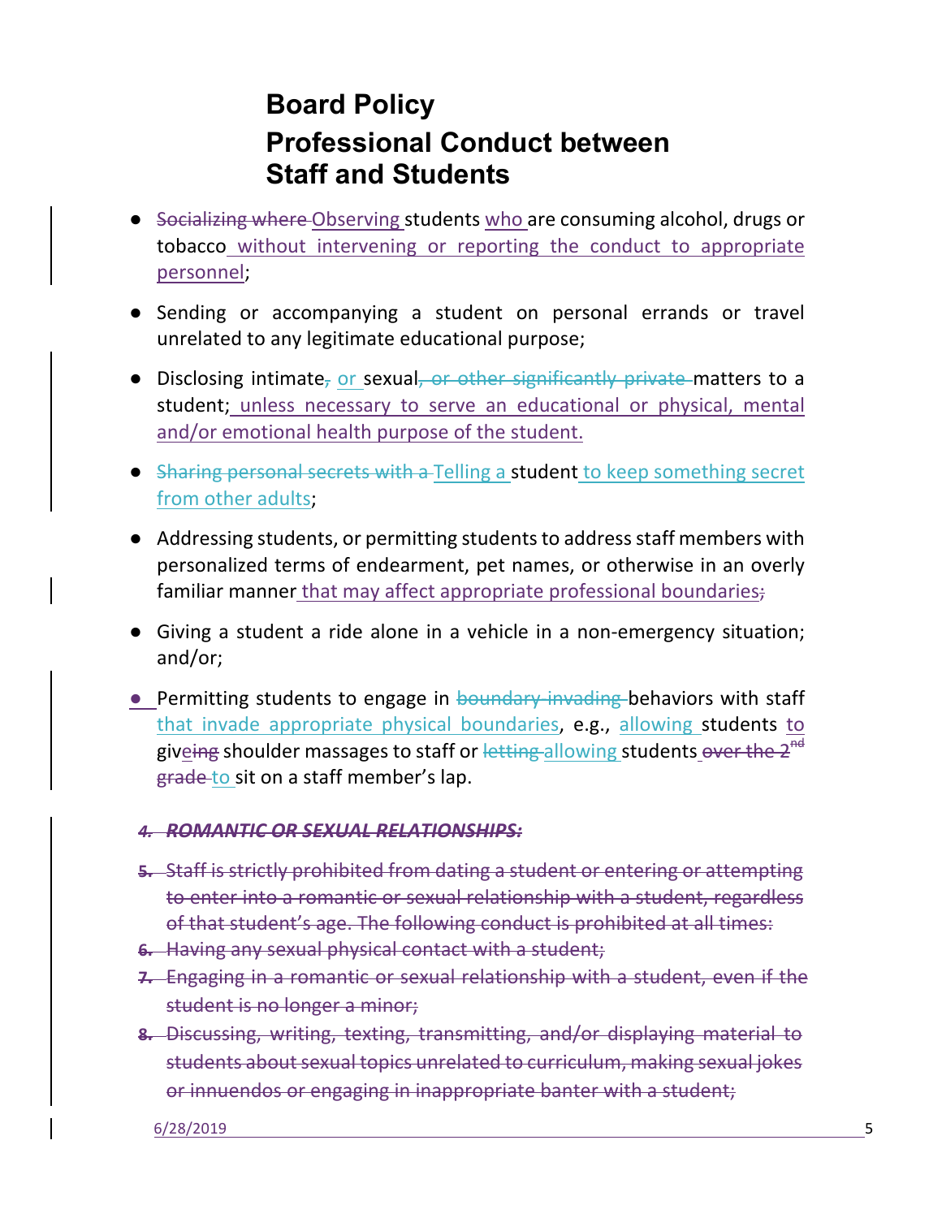- ~~Socializing where~~ Observing students who are consuming alcohol, drugs or tobacco without intervening or reporting the conduct to appropriate personnel;

- Sending or accompanying a student on personal errands or travel unrelated to any legitimate educational purpose;

- Disclosing intimate~~,~~ or sexual~~, or other significantly private~~ matters to a student; unless necessary to serve an educational or physical, mental and/or emotional health purpose of the student.

- ~~Sharing personal secrets with a~~ Telling a student to keep something secret from other adults;

- Addressing students, or permitting students to address staff members with personalized terms of endearment, pet names, or otherwise in an overly familiar manner that may affect appropriate professional boundaries~~;~~

- Giving a student a ride alone in a vehicle in a non-emergency situation; and/or;

- Permitting students to engage in ~~boundary-invading~~ behaviors with staff that invade appropriate physical boundaries, e.g., allowing students to giv~~ing~~e shoulder massages to staff or ~~letting~~ allowing students ~~over the 2nd grade~~ to sit on a staff member's lap.

~~***4. ROMANTIC OR SEXUAL RELATIONSHIPS:***~~

~~5. Staff is strictly prohibited from dating a student or entering or attempting to enter into a romantic or sexual relationship with a student, regardless of that student's age. The following conduct is prohibited at all times:~~

~~6. Having any sexual physical contact with a student;~~

~~7. Engaging in a romantic or sexual relationship with a student, even if the student is no longer a minor;~~

~~8. Discussing, writing, texting, transmitting, and/or displaying material to students about sexual topics unrelated to curriculum, making sexual jokes or innuendos or engaging in inappropriate banter with a student;~~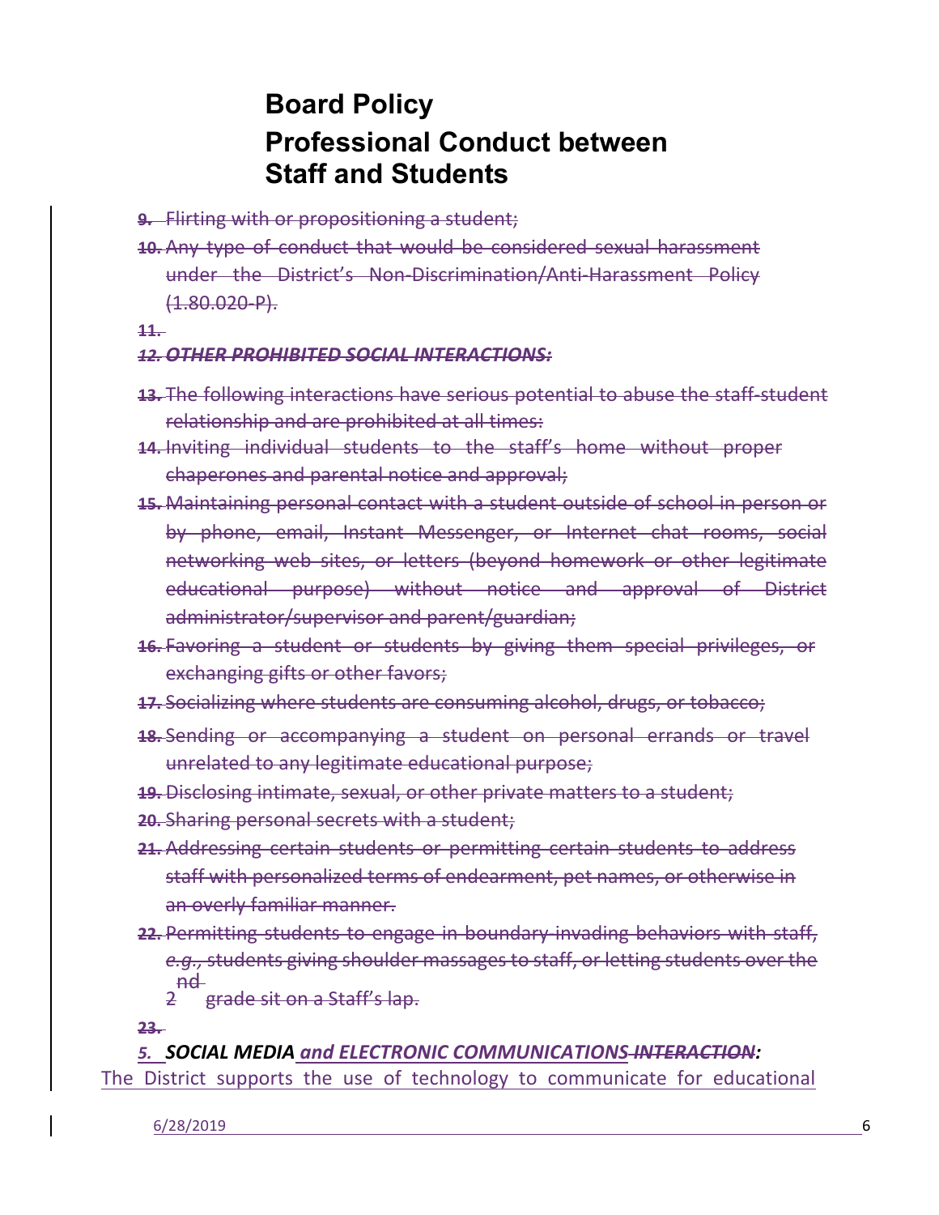# Board Policy
# Professional Conduct between Staff and Students

9. ~~Flirting with or propositioning a student;~~
10. ~~Any type of conduct that would be considered sexual harassment under the District's Non-Discrimination/Anti-Harassment Policy (1.80.020-P).~~
11. 

***~~12. OTHER PROHIBITED SOCIAL INTERACTIONS:~~***

13. ~~The following interactions have serious potential to abuse the staff-student relationship and are prohibited at all times:~~
14. ~~Inviting individual students to the staff's home without proper chaperones and parental notice and approval;~~
15. ~~Maintaining personal contact with a student outside of school in person or by phone, email, Instant Messenger, or Internet chat rooms, social networking web sites, or letters (beyond homework or other legitimate educational purpose) without notice and approval of District administrator/supervisor and parent/guardian;~~
16. ~~Favoring a student or students by giving them special privileges, or exchanging gifts or other favors;~~
17. ~~Socializing where students are consuming alcohol, drugs, or tobacco;~~
18. ~~Sending or accompanying a student on personal errands or travel unrelated to any legitimate educational purpose;~~
19. ~~Disclosing intimate, sexual, or other private matters to a student;~~
20. ~~Sharing personal secrets with a student;~~
21. ~~Addressing certain students or permitting certain students to address staff with personalized terms of endearment, pet names, or otherwise in an overly familiar manner.~~
22. ~~Permitting students to engage in boundary-invading behaviors with staff, *e.g.,* students giving shoulder massages to staff, or letting students over the 2nd grade sit on a Staff's lap.~~
23. 

***5. SOCIAL MEDIA and ELECTRONIC COMMUNICATIONS ~~INTERACTION~~:***

The District supports the use of technology to communicate for educational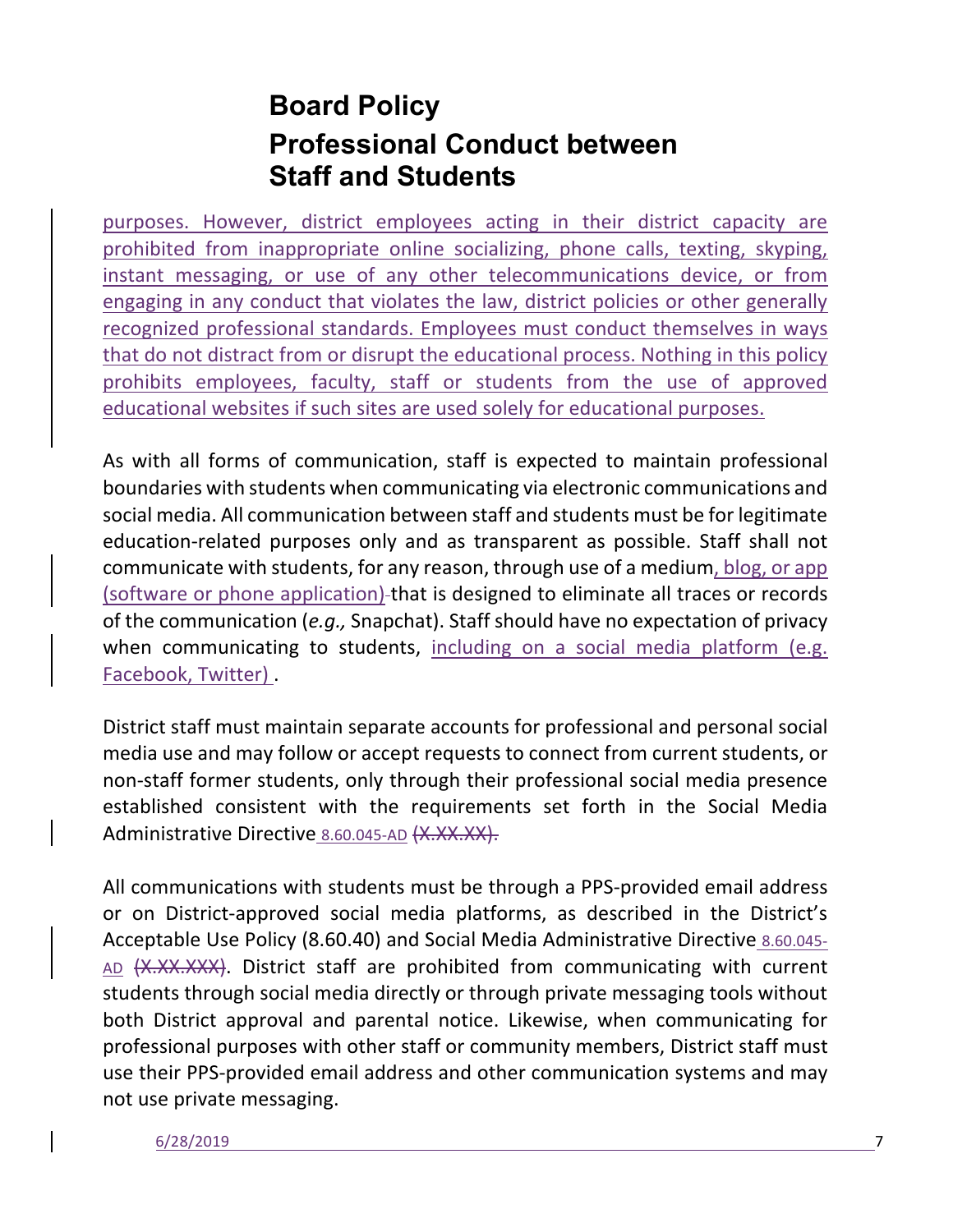purposes. However, district employees acting in their district capacity are prohibited from inappropriate online socializing, phone calls, texting, skyping, instant messaging, or use of any other telecommunications device, or from engaging in any conduct that violates the law, district policies or other generally recognized professional standards. Employees must conduct themselves in ways that do not distract from or disrupt the educational process. Nothing in this policy prohibits employees, faculty, staff or students from the use of approved educational websites if such sites are used solely for educational purposes.

As with all forms of communication, staff is expected to maintain professional boundaries with students when communicating via electronic communications and social media. All communication between staff and students must be for legitimate education-related purposes only and as transparent as possible. Staff shall not communicate with students, for any reason, through use of a medium, blog, or app (software or phone application) that is designed to eliminate all traces or records of the communication (*e.g.,* Snapchat). Staff should have no expectation of privacy when communicating to students, including on a social media platform (e.g. Facebook, Twitter) .

District staff must maintain separate accounts for professional and personal social media use and may follow or accept requests to connect from current students, or non-staff former students, only through their professional social media presence established consistent with the requirements set forth in the Social Media Administrative Directive 8.60.045-AD ~~(X.XX.XX).~~

All communications with students must be through a PPS-provided email address or on District-approved social media platforms, as described in the District's Acceptable Use Policy (8.60.40) and Social Media Administrative Directive 8.60.045-AD ~~(X.XX.XXX)~~. District staff are prohibited from communicating with current students through social media directly or through private messaging tools without both District approval and parental notice. Likewise, when communicating for professional purposes with other staff or community members, District staff must use their PPS-provided email address and other communication systems and may not use private messaging.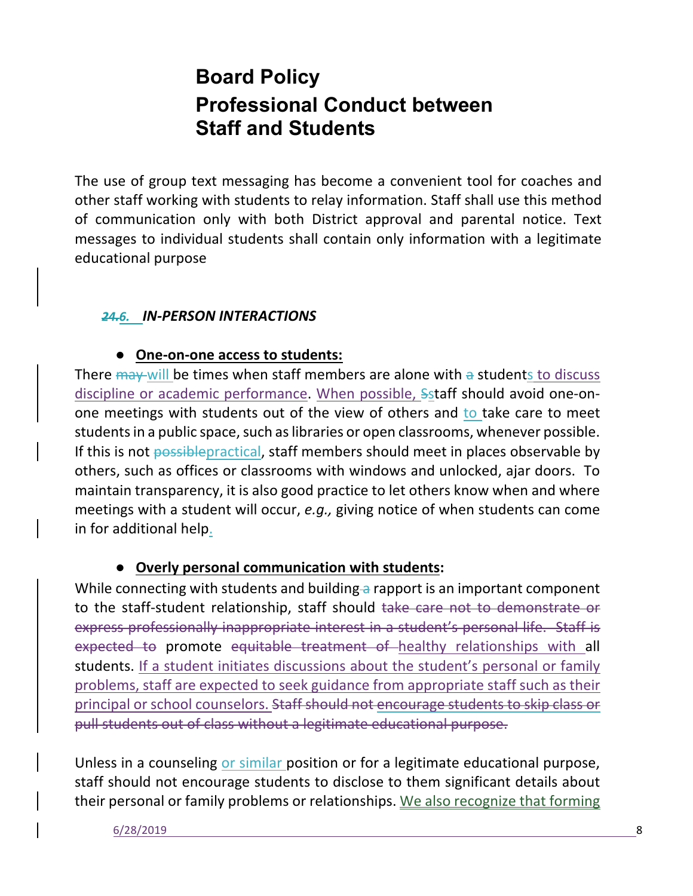# Board Policy
# Professional Conduct between Staff and Students

The use of group text messaging has become a convenient tool for coaches and other staff working with students to relay information. Staff shall use this method of communication only with both District approval and parental notice. Text messages to individual students shall contain only information with a legitimate educational purpose

### ~~24.~~6. IN-PERSON INTERACTIONS

- **One-on-one access to students:**

There ~~may~~ will be times when staff members are alone with ~~a~~ students to discuss discipline or academic performance. When possible, ~~S~~staff should avoid one-on-one meetings with students out of the view of others and to take care to meet students in a public space, such as libraries or open classrooms, whenever possible. If this is not ~~possible~~practical, staff members should meet in places observable by others, such as offices or classrooms with windows and unlocked, ajar doors. To maintain transparency, it is also good practice to let others know when and where meetings with a student will occur, *e.g.,* giving notice of when students can come in for additional help.

- **Overly personal communication with students:**

While connecting with students and building ~~a~~ rapport is an important component to the staff-student relationship, staff should ~~take care not to demonstrate or express professionally inappropriate interest in a student's personal life. Staff is expected to~~ promote ~~equitable treatment of~~ healthy relationships with all students. If a student initiates discussions about the student's personal or family problems, staff are expected to seek guidance from appropriate staff such as their principal or school counselors. ~~Staff should not encourage students to skip class or pull students out of class without a legitimate educational purpose.~~

Unless in a counseling or similar position or for a legitimate educational purpose, staff should not encourage students to disclose to them significant details about their personal or family problems or relationships. We also recognize that forming

6/28/2019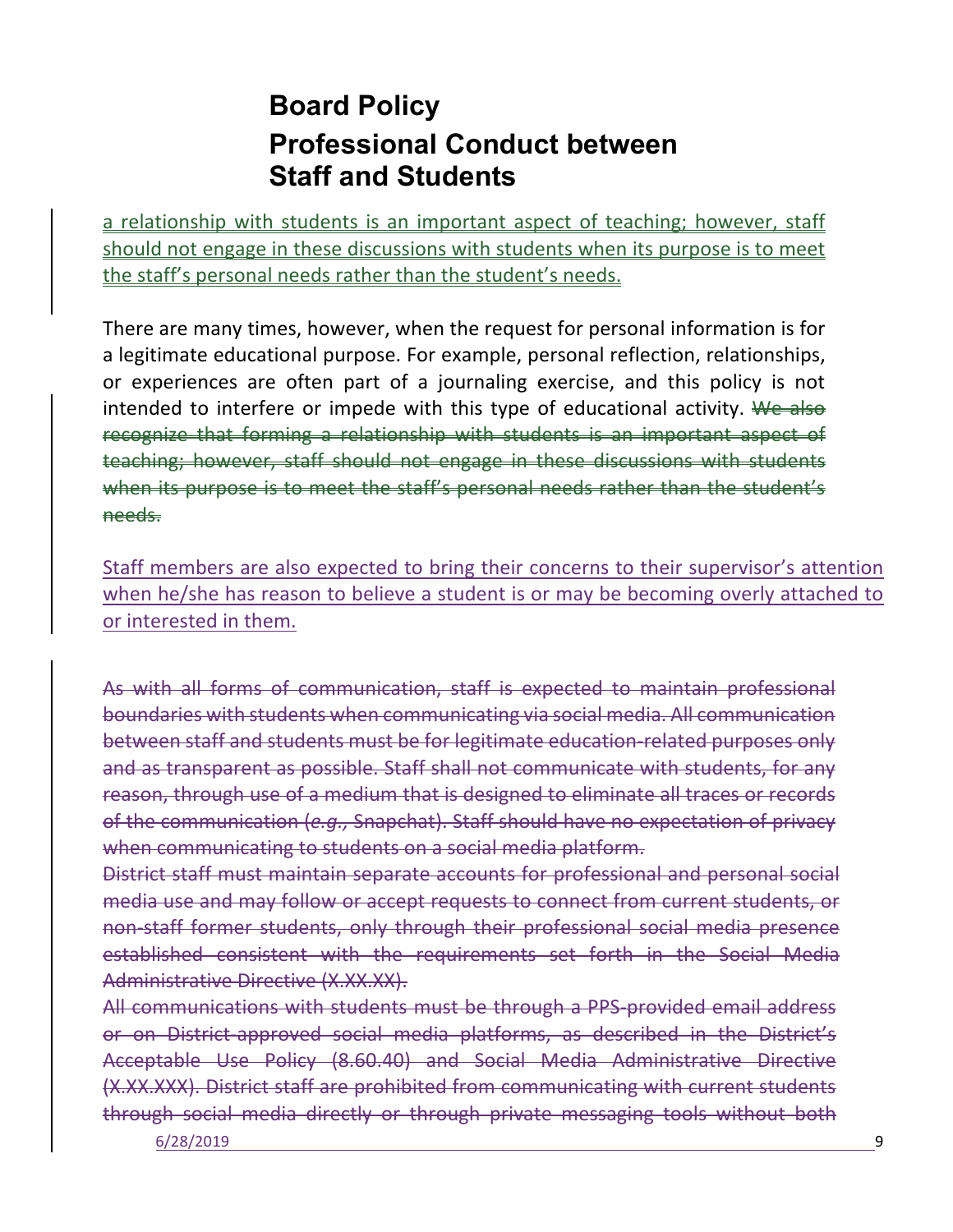a relationship with students is an important aspect of teaching; however, staff should not engage in these discussions with students when its purpose is to meet the staff's personal needs rather than the student's needs.

There are many times, however, when the request for personal information is for a legitimate educational purpose. For example, personal reflection, relationships, or experiences are often part of a journaling exercise, and this policy is not intended to interfere or impede with this type of educational activity. ~~We also recognize that forming a relationship with students is an important aspect of teaching; however, staff should not engage in these discussions with students when its purpose is to meet the staff's personal needs rather than the student's needs.~~

Staff members are also expected to bring their concerns to their supervisor's attention when he/she has reason to believe a student is or may be becoming overly attached to or interested in them.

~~As with all forms of communication, staff is expected to maintain professional boundaries with students when communicating via social media. All communication between staff and students must be for legitimate education-related purposes only and as transparent as possible. Staff shall not communicate with students, for any reason, through use of a medium that is designed to eliminate all traces or records of the communication (*e.g.*, Snapchat). Staff should have no expectation of privacy when communicating to students on a social media platform.~~

~~District staff must maintain separate accounts for professional and personal social media use and may follow or accept requests to connect from current students, or non-staff former students, only through their professional social media presence established consistent with the requirements set forth in the Social Media Administrative Directive (X.XX.XX).~~

~~All communications with students must be through a PPS-provided email address or on District-approved social media platforms, as described in the District's Acceptable Use Policy (8.60.40) and Social Media Administrative Directive (X.XX.XXX). District staff are prohibited from communicating with current students through social media directly or through private messaging tools without both~~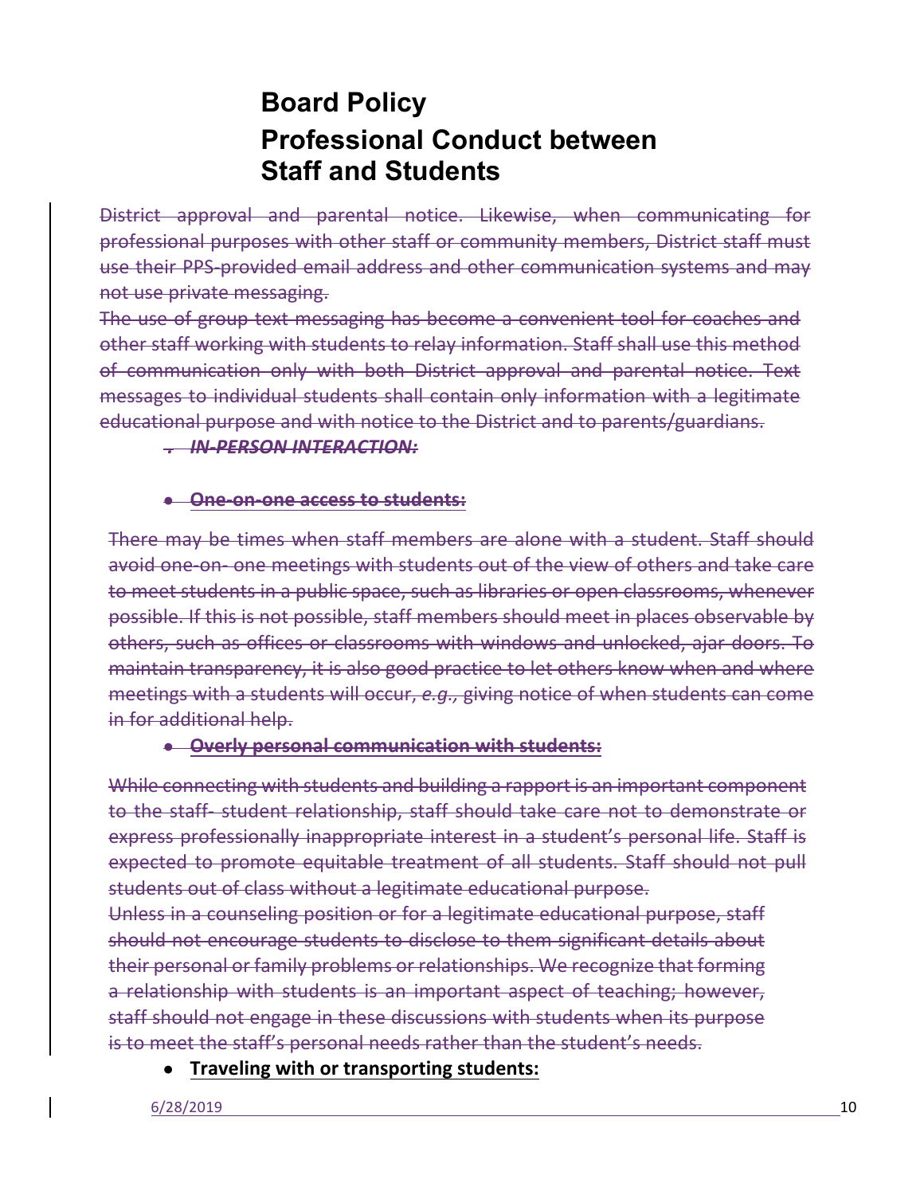# Board Policy
# Professional Conduct between Staff and Students

~~District approval and parental notice. Likewise, when communicating for professional purposes with other staff or community members, District staff must use their PPS-provided email address and other communication systems and may not use private messaging.~~

~~The use of group text messaging has become a convenient tool for coaches and other staff working with students to relay information. Staff shall use this method of communication only with both District approval and parental notice. Text messages to individual students shall contain only information with a legitimate educational purpose and with notice to the District and to parents/guardians.~~

~~***. IN-PERSON INTERACTION:***~~

- ~~**One-on-one access to students:**~~

~~There may be times when staff members are alone with a student. Staff should avoid one-on- one meetings with students out of the view of others and take care to meet students in a public space, such as libraries or open classrooms, whenever possible. If this is not possible, staff members should meet in places observable by others, such as offices or classrooms with windows and unlocked, ajar doors. To maintain transparency, it is also good practice to let others know when and where meetings with a students will occur, *e.g.,* giving notice of when students can come in for additional help.~~

- ~~**Overly personal communication with students:**~~

~~While connecting with students and building a rapport is an important component to the staff- student relationship, staff should take care not to demonstrate or express professionally inappropriate interest in a student's personal life. Staff is expected to promote equitable treatment of all students. Staff should not pull students out of class without a legitimate educational purpose.~~

~~Unless in a counseling position or for a legitimate educational purpose, staff should not encourage students to disclose to them significant details about their personal or family problems or relationships. We recognize that forming a relationship with students is an important aspect of teaching; however, staff should not engage in these discussions with students when its purpose is to meet the staff's personal needs rather than the student's needs.~~

- **Traveling with or transporting students:**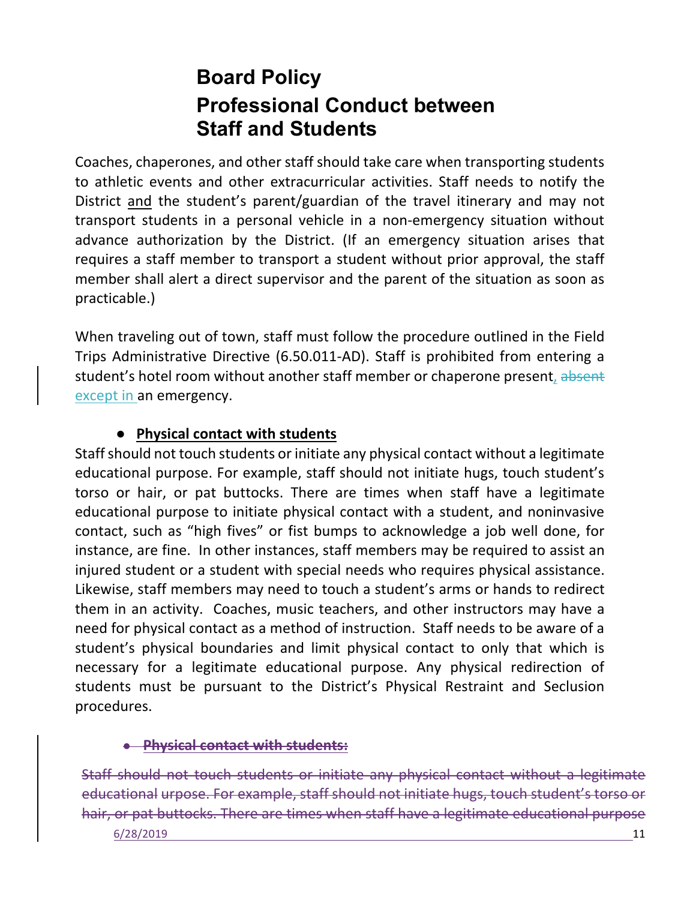# Board Policy
# Professional Conduct between Staff and Students

Coaches, chaperones, and other staff should take care when transporting students to athletic events and other extracurricular activities. Staff needs to notify the District and the student's parent/guardian of the travel itinerary and may not transport students in a personal vehicle in a non-emergency situation without advance authorization by the District. (If an emergency situation arises that requires a staff member to transport a student without prior approval, the staff member shall alert a direct supervisor and the parent of the situation as soon as practicable.)

When traveling out of town, staff must follow the procedure outlined in the Field Trips Administrative Directive (6.50.011-AD). Staff is prohibited from entering a student's hotel room without another staff member or chaperone present, ~~absent~~ except in an emergency.

- **Physical contact with students**

Staff should not touch students or initiate any physical contact without a legitimate educational purpose. For example, staff should not initiate hugs, touch student's torso or hair, or pat buttocks. There are times when staff have a legitimate educational purpose to initiate physical contact with a student, and noninvasive contact, such as "high fives" or fist bumps to acknowledge a job well done, for instance, are fine. In other instances, staff members may be required to assist an injured student or a student with special needs who requires physical assistance. Likewise, staff members may need to touch a student's arms or hands to redirect them in an activity. Coaches, music teachers, and other instructors may have a need for physical contact as a method of instruction. Staff needs to be aware of a student's physical boundaries and limit physical contact to only that which is necessary for a legitimate educational purpose. Any physical redirection of students must be pursuant to the District's Physical Restraint and Seclusion procedures.

- ~~**Physical contact with students:**~~

~~Staff should not touch students or initiate any physical contact without a legitimate educational urpose. For example, staff should not initiate hugs, touch student's torso or hair, or pat buttocks. There are times when staff have a legitimate educational purpose~~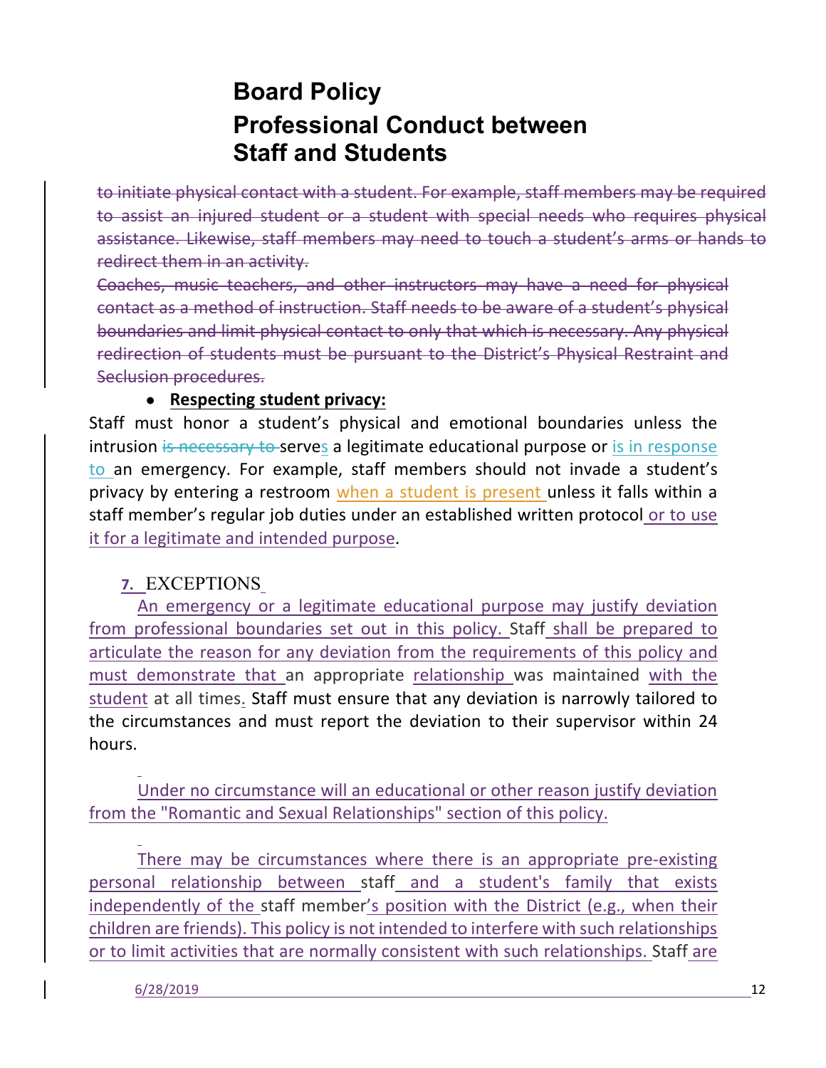to initiate physical contact with a student. For example, staff members may be required to assist an injured student or a student with special needs who requires physical assistance. Likewise, staff members may need to touch a student's arms or hands to redirect them in an activity.

Coaches, music teachers, and other instructors may have a need for physical contact as a method of instruction. Staff needs to be aware of a student's physical boundaries and limit physical contact to only that which is necessary. Any physical redirection of students must be pursuant to the District's Physical Restraint and Seclusion procedures.

- **Respecting student privacy:**

Staff must honor a student's physical and emotional boundaries unless the intrusion is necessary to serves a legitimate educational purpose or is in response to an emergency. For example, staff members should not invade a student's privacy by entering a restroom when a student is present unless it falls within a staff member's regular job duties under an established written protocol or to use it for a legitimate and intended purpose.

**7.** EXCEPTIONS

An emergency or a legitimate educational purpose may justify deviation from professional boundaries set out in this policy. Staff shall be prepared to articulate the reason for any deviation from the requirements of this policy and must demonstrate that an appropriate relationship was maintained with the student at all times. Staff must ensure that any deviation is narrowly tailored to the circumstances and must report the deviation to their supervisor within 24 hours.

Under no circumstance will an educational or other reason justify deviation from the "Romantic and Sexual Relationships" section of this policy.

There may be circumstances where there is an appropriate pre-existing personal relationship between staff and a student's family that exists independently of the staff member's position with the District (e.g., when their children are friends). This policy is not intended to interfere with such relationships or to limit activities that are normally consistent with such relationships. Staff are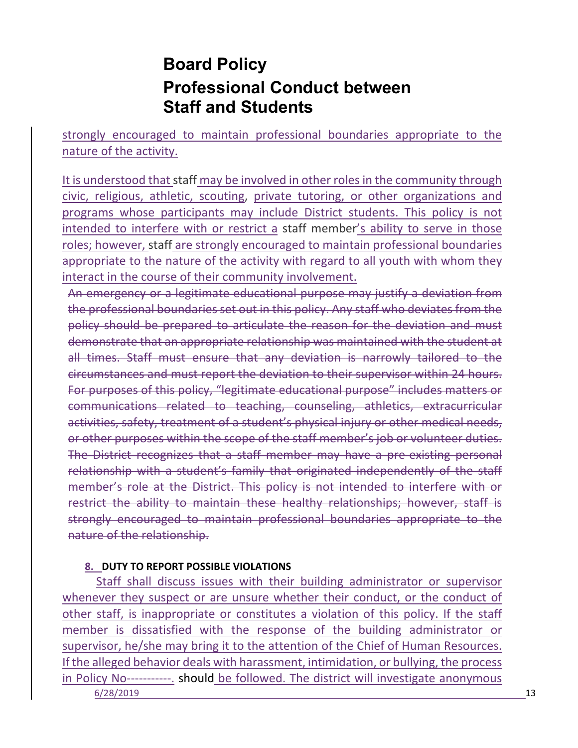strongly encouraged to maintain professional boundaries appropriate to the nature of the activity.

It is understood that staff may be involved in other roles in the community through civic, religious, athletic, scouting, private tutoring, or other organizations and programs whose participants may include District students. This policy is not intended to interfere with or restrict a staff member's ability to serve in those roles; however, staff are strongly encouraged to maintain professional boundaries appropriate to the nature of the activity with regard to all youth with whom they interact in the course of their community involvement.

~~An emergency or a legitimate educational purpose may justify a deviation from the professional boundaries set out in this policy. Any staff who deviates from the policy should be prepared to articulate the reason for the deviation and must demonstrate that an appropriate relationship was maintained with the student at all times. Staff must ensure that any deviation is narrowly tailored to the circumstances and must report the deviation to their supervisor within 24 hours. For purposes of this policy, "legitimate educational purpose" includes matters or communications related to teaching, counseling, athletics, extracurricular activities, safety, treatment of a student's physical injury or other medical needs, or other purposes within the scope of the staff member's job or volunteer duties. The District recognizes that a staff member may have a pre-existing personal relationship with a student's family that originated independently of the staff member's role at the District. This policy is not intended to interfere with or restrict the ability to maintain these healthy relationships; however, staff is strongly encouraged to maintain professional boundaries appropriate to the nature of the relationship.~~

**8. DUTY TO REPORT POSSIBLE VIOLATIONS**

Staff shall discuss issues with their building administrator or supervisor whenever they suspect or are unsure whether their conduct, or the conduct of other staff, is inappropriate or constitutes a violation of this policy. If the staff member is dissatisfied with the response of the building administrator or supervisor, he/she may bring it to the attention of the Chief of Human Resources. If the alleged behavior deals with harassment, intimidation, or bullying, the process in Policy No-----------. should be followed. The district will investigate anonymous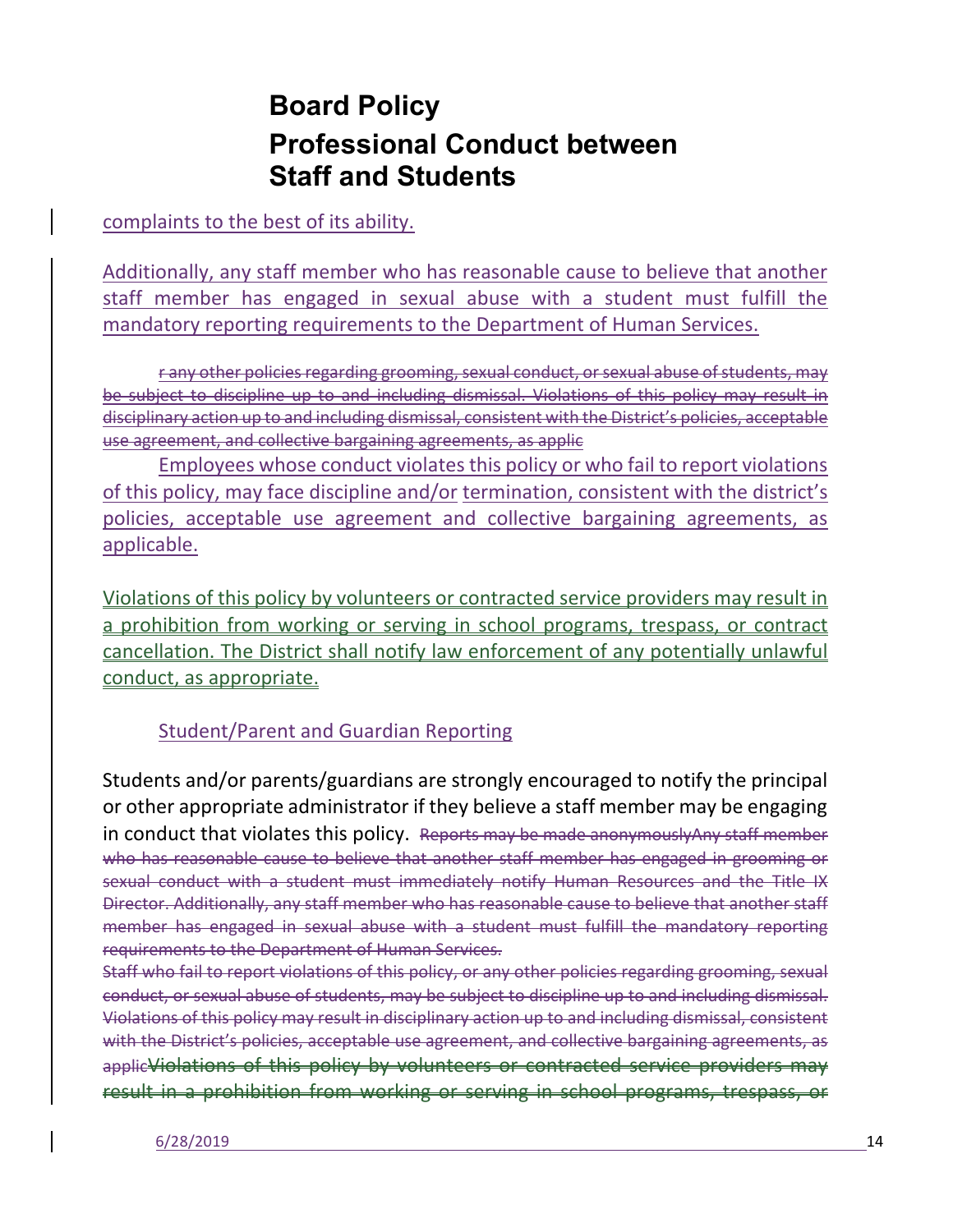# Board Policy
# Professional Conduct between Staff and Students

complaints to the best of its ability.

Additionally, any staff member who has reasonable cause to believe that another staff member has engaged in sexual abuse with a student must fulfill the mandatory reporting requirements to the Department of Human Services.

~~r any other policies regarding grooming, sexual conduct, or sexual abuse of students, may be subject to discipline up to and including dismissal. Violations of this policy may result in disciplinary action up to and including dismissal, consistent with the District's policies, acceptable use agreement, and collective bargaining agreements, as applic~~

Employees whose conduct violates this policy or who fail to report violations of this policy, may face discipline and/or termination, consistent with the district's policies, acceptable use agreement and collective bargaining agreements, as applicable.

Violations of this policy by volunteers or contracted service providers may result in a prohibition from working or serving in school programs, trespass, or contract cancellation. The District shall notify law enforcement of any potentially unlawful conduct, as appropriate.

Student/Parent and Guardian Reporting

Students and/or parents/guardians are strongly encouraged to notify the principal or other appropriate administrator if they believe a staff member may be engaging in conduct that violates this policy. ~~Reports may be made anonymouslyAny staff member who has reasonable cause to believe that another staff member has engaged in grooming or sexual conduct with a student must immediately notify Human Resources and the Title IX Director. Additionally, any staff member who has reasonable cause to believe that another staff member has engaged in sexual abuse with a student must fulfill the mandatory reporting requirements to the Department of Human Services.~~

~~Staff who fail to report violations of this policy, or any other policies regarding grooming, sexual conduct, or sexual abuse of students, may be subject to discipline up to and including dismissal. Violations of this policy may result in disciplinary action up to and including dismissal, consistent with the District's policies, acceptable use agreement, and collective bargaining agreements, as applicViolations of this policy by volunteers or contracted service providers may result in a prohibition from working or serving in school programs, trespass, or~~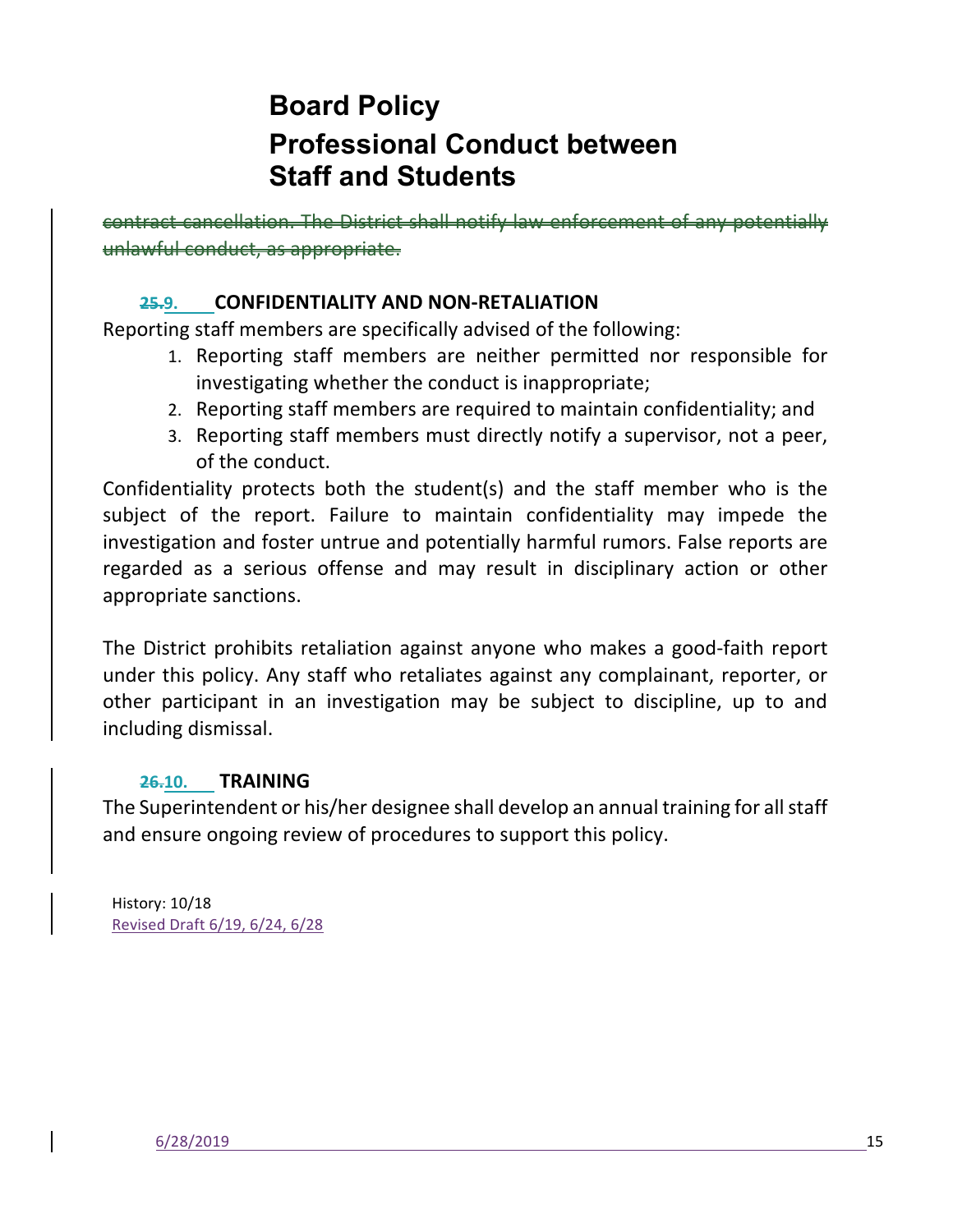# Board Policy
# Professional Conduct between Staff and Students

~~contract cancellation. The District shall notify law enforcement of any potentially unlawful conduct, as appropriate.~~

### ~~25.~~9. CONFIDENTIALITY AND NON-RETALIATION

Reporting staff members are specifically advised of the following:

1. Reporting staff members are neither permitted nor responsible for investigating whether the conduct is inappropriate;
2. Reporting staff members are required to maintain confidentiality; and
3. Reporting staff members must directly notify a supervisor, not a peer, of the conduct.

Confidentiality protects both the student(s) and the staff member who is the subject of the report. Failure to maintain confidentiality may impede the investigation and foster untrue and potentially harmful rumors. False reports are regarded as a serious offense and may result in disciplinary action or other appropriate sanctions.

The District prohibits retaliation against anyone who makes a good-faith report under this policy. Any staff who retaliates against any complainant, reporter, or other participant in an investigation may be subject to discipline, up to and including dismissal.

### ~~26.~~10. TRAINING

The Superintendent or his/her designee shall develop an annual training for all staff and ensure ongoing review of procedures to support this policy.

History: 10/18
Revised Draft 6/19, 6/24, 6/28

6/28/2019